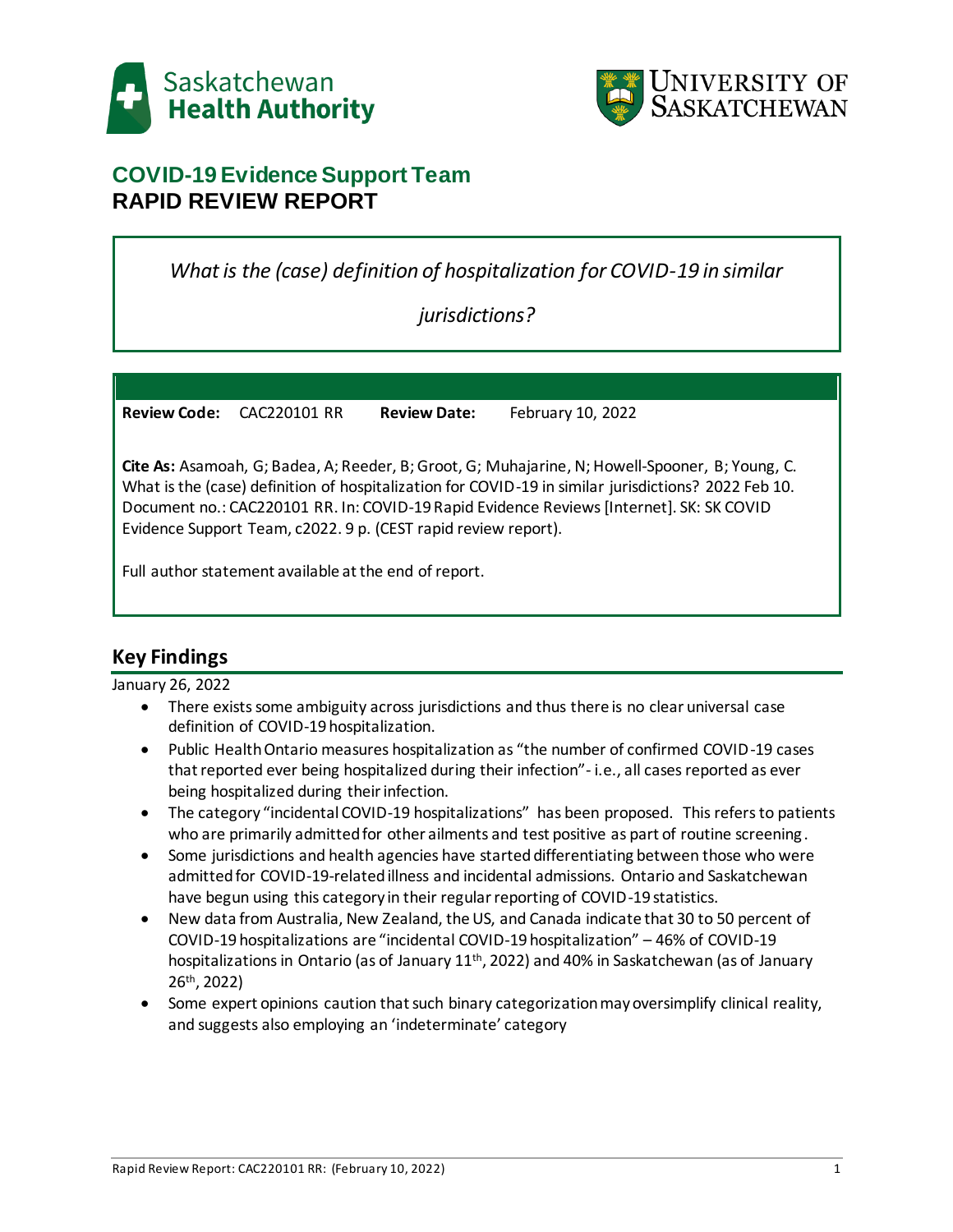Saskatchewan Health Authority

UNIVERSITY OF SASKATCHEWAN

## COVID-19 Evidence Support Team
# RAPID REVIEW REPORT

*What is the (case) definition of hospitalization for COVID-19 in similar jurisdictions?*

**Review Code:** CAC220101 RR **Review Date:** February 10, 2022

**Cite As:** Asamoah, G; Badea, A; Reeder, B; Groot, G; Muhajarine, N; Howell-Spooner, B; Young, C. What is the (case) definition of hospitalization for COVID-19 in similar jurisdictions? 2022 Feb 10. Document no.: CAC220101 RR. In: COVID-19 Rapid Evidence Reviews [Internet]. SK: SK COVID Evidence Support Team, c2022. 9 p. (CEST rapid review report).

Full author statement available at the end of report.

## Key Findings

January 26, 2022

- There exists some ambiguity across jurisdictions and thus there is no clear universal case definition of COVID-19 hospitalization.
- Public Health Ontario measures hospitalization as "the number of confirmed COVID-19 cases that reported ever being hospitalized during their infection"- i.e., all cases reported as ever being hospitalized during their infection.
- The category "incidental COVID-19 hospitalizations" has been proposed. This refers to patients who are primarily admitted for other ailments and test positive as part of routine screening.
- Some jurisdictions and health agencies have started differentiating between those who were admitted for COVID-19-related illness and incidental admissions. Ontario and Saskatchewan have begun using this category in their regular reporting of COVID-19 statistics.
- New data from Australia, New Zealand, the US, and Canada indicate that 30 to 50 percent of COVID-19 hospitalizations are "incidental COVID-19 hospitalization" – 46% of COVID-19 hospitalizations in Ontario (as of January 11th, 2022) and 40% in Saskatchewan (as of January 26th, 2022)
- Some expert opinions caution that such binary categorization may oversimplify clinical reality, and suggests also employing an 'indeterminate' category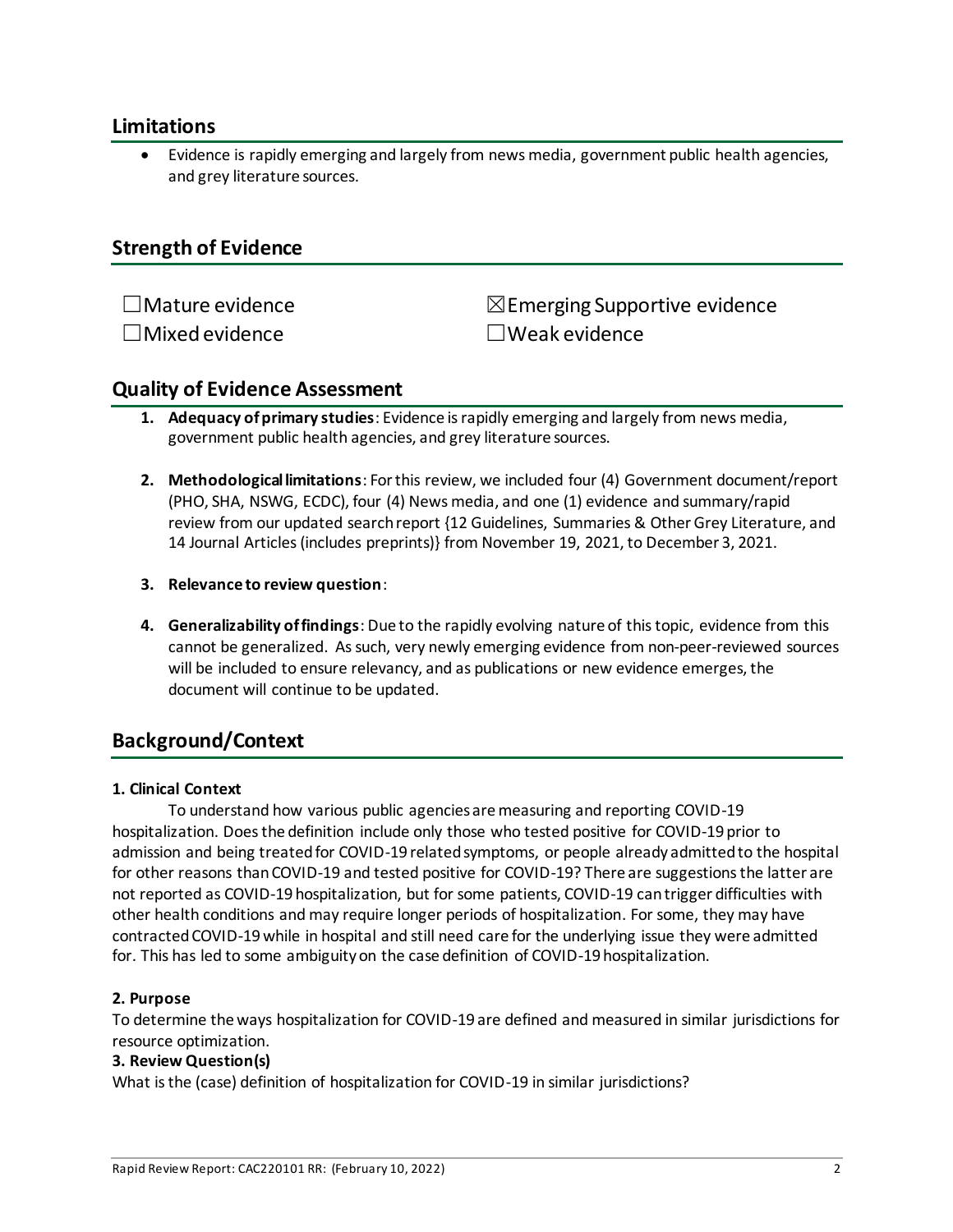## Limitations

- Evidence is rapidly emerging and largely from news media, government public health agencies, and grey literature sources.

## Strength of Evidence

☐Mature evidence ☒Emerging Supportive evidence
☐Mixed evidence ☐Weak evidence

## Quality of Evidence Assessment

1. **Adequacy of primary studies**: Evidence is rapidly emerging and largely from news media, government public health agencies, and grey literature sources.

2. **Methodological limitations**: For this review, we included four (4) Government document/report (PHO, SHA, NSWG, ECDC), four (4) News media, and one (1) evidence and summary/rapid review from our updated search report {12 Guidelines, Summaries & Other Grey Literature, and 14 Journal Articles (includes preprints)} from November 19, 2021, to December 3, 2021.

3. **Relevance to review question**:

4. **Generalizability of findings**: Due to the rapidly evolving nature of this topic, evidence from this cannot be generalized. As such, very newly emerging evidence from non-peer-reviewed sources will be included to ensure relevancy, and as publications or new evidence emerges, the document will continue to be updated.

## Background/Context

**1. Clinical Context**

To understand how various public agencies are measuring and reporting COVID-19 hospitalization. Does the definition include only those who tested positive for COVID-19 prior to admission and being treated for COVID-19 related symptoms, or people already admitted to the hospital for other reasons than COVID-19 and tested positive for COVID-19? There are suggestions the latter are not reported as COVID-19 hospitalization, but for some patients, COVID-19 can trigger difficulties with other health conditions and may require longer periods of hospitalization. For some, they may have contracted COVID-19 while in hospital and still need care for the underlying issue they were admitted for. This has led to some ambiguity on the case definition of COVID-19 hospitalization.

**2. Purpose**

To determine the ways hospitalization for COVID-19 are defined and measured in similar jurisdictions for resource optimization.

**3. Review Question(s)**

What is the (case) definition of hospitalization for COVID-19 in similar jurisdictions?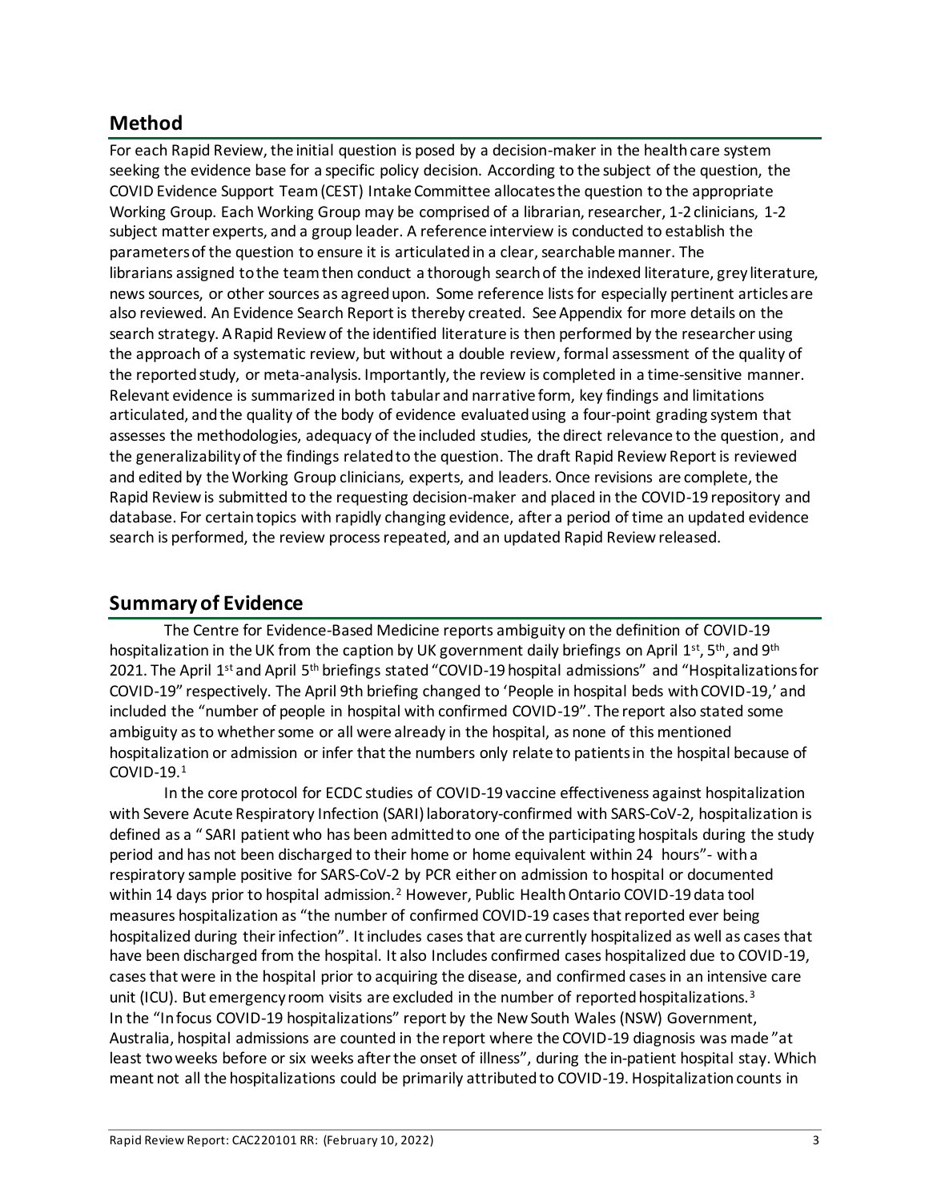## Method

For each Rapid Review, the initial question is posed by a decision-maker in the health care system seeking the evidence base for a specific policy decision. According to the subject of the question, the COVID Evidence Support Team (CEST) Intake Committee allocates the question to the appropriate Working Group. Each Working Group may be comprised of a librarian, researcher, 1-2 clinicians, 1-2 subject matter experts, and a group leader. A reference interview is conducted to establish the parameters of the question to ensure it is articulated in a clear, searchable manner. The librarians assigned to the team then conduct a thorough search of the indexed literature, grey literature, news sources, or other sources as agreed upon. Some reference lists for especially pertinent articles are also reviewed. An Evidence Search Report is thereby created. See Appendix for more details on the search strategy. A Rapid Review of the identified literature is then performed by the researcher using the approach of a systematic review, but without a double review, formal assessment of the quality of the reported study, or meta-analysis. Importantly, the review is completed in a time-sensitive manner. Relevant evidence is summarized in both tabular and narrative form, key findings and limitations articulated, and the quality of the body of evidence evaluated using a four-point grading system that assesses the methodologies, adequacy of the included studies, the direct relevance to the question, and the generalizability of the findings related to the question. The draft Rapid Review Report is reviewed and edited by the Working Group clinicians, experts, and leaders. Once revisions are complete, the Rapid Review is submitted to the requesting decision-maker and placed in the COVID-19 repository and database. For certain topics with rapidly changing evidence, after a period of time an updated evidence search is performed, the review process repeated, and an updated Rapid Review released.

## Summary of Evidence

The Centre for Evidence-Based Medicine reports ambiguity on the definition of COVID-19 hospitalization in the UK from the caption by UK government daily briefings on April 1st, 5th, and 9th 2021. The April 1st and April 5th briefings stated "COVID-19 hospital admissions" and "Hospitalizations for COVID-19" respectively. The April 9th briefing changed to 'People in hospital beds with COVID-19,' and included the "number of people in hospital with confirmed COVID-19". The report also stated some ambiguity as to whether some or all were already in the hospital, as none of this mentioned hospitalization or admission or infer that the numbers only relate to patients in the hospital because of COVID-19.[1]

In the core protocol for ECDC studies of COVID-19 vaccine effectiveness against hospitalization with Severe Acute Respiratory Infection (SARI) laboratory-confirmed with SARS-CoV-2, hospitalization is defined as a " SARI patient who has been admitted to one of the participating hospitals during the study period and has not been discharged to their home or home equivalent within 24 hours"- with a respiratory sample positive for SARS-CoV-2 by PCR either on admission to hospital or documented within 14 days prior to hospital admission.[2] However, Public Health Ontario COVID-19 data tool measures hospitalization as "the number of confirmed COVID-19 cases that reported ever being hospitalized during their infection". It includes cases that are currently hospitalized as well as cases that have been discharged from the hospital. It also Includes confirmed cases hospitalized due to COVID-19, cases that were in the hospital prior to acquiring the disease, and confirmed cases in an intensive care unit (ICU). But emergency room visits are excluded in the number of reported hospitalizations.[3]
In the "In focus COVID-19 hospitalizations" report by the New South Wales (NSW) Government, Australia, hospital admissions are counted in the report where the COVID-19 diagnosis was made "at least two weeks before or six weeks after the onset of illness", during the in-patient hospital stay. Which meant not all the hospitalizations could be primarily attributed to COVID-19. Hospitalization counts in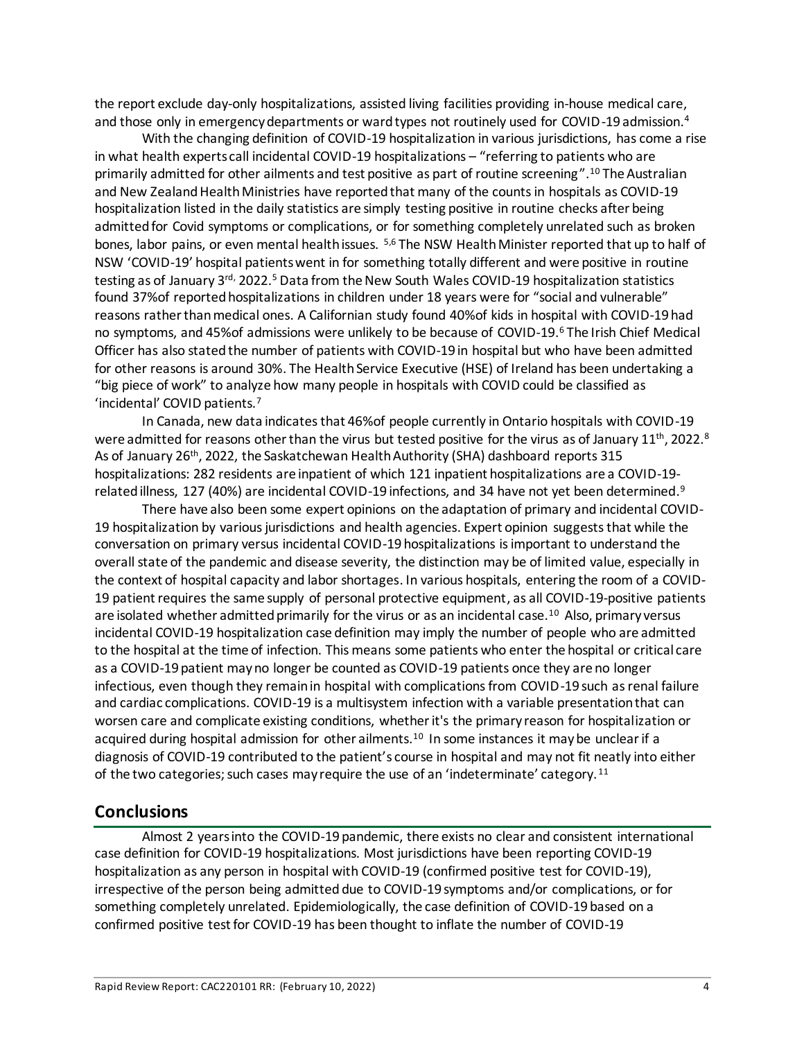the report exclude day-only hospitalizations, assisted living facilities providing in-house medical care, and those only in emergency departments or ward types not routinely used for COVID-19 admission.[4]

With the changing definition of COVID-19 hospitalization in various jurisdictions, has come a rise in what health experts call incidental COVID-19 hospitalizations – "referring to patients who are primarily admitted for other ailments and test positive as part of routine screening".[10] The Australian and New Zealand Health Ministries have reported that many of the counts in hospitals as COVID-19 hospitalization listed in the daily statistics are simply testing positive in routine checks after being admitted for Covid symptoms or complications, or for something completely unrelated such as broken bones, labor pains, or even mental health issues. [5,6] The NSW Health Minister reported that up to half of NSW 'COVID-19' hospital patients went in for something totally different and were positive in routine testing as of January 3rd, 2022.[5] Data from the New South Wales COVID-19 hospitalization statistics found 37%of reported hospitalizations in children under 18 years were for "social and vulnerable" reasons rather than medical ones. A Californian study found 40%of kids in hospital with COVID-19 had no symptoms, and 45%of admissions were unlikely to be because of COVID-19.[6] The Irish Chief Medical Officer has also stated the number of patients with COVID-19 in hospital but who have been admitted for other reasons is around 30%. The Health Service Executive (HSE) of Ireland has been undertaking a "big piece of work" to analyze how many people in hospitals with COVID could be classified as 'incidental' COVID patients.[7]

In Canada, new data indicates that 46%of people currently in Ontario hospitals with COVID-19 were admitted for reasons other than the virus but tested positive for the virus as of January 11th, 2022.[8] As of January 26th, 2022, the Saskatchewan Health Authority (SHA) dashboard reports 315 hospitalizations: 282 residents are inpatient of which 121 inpatient hospitalizations are a COVID-19-related illness, 127 (40%) are incidental COVID-19 infections, and 34 have not yet been determined.[9]

There have also been some expert opinions on the adaptation of primary and incidental COVID-19 hospitalization by various jurisdictions and health agencies. Expert opinion suggests that while the conversation on primary versus incidental COVID-19 hospitalizations is important to understand the overall state of the pandemic and disease severity, the distinction may be of limited value, especially in the context of hospital capacity and labor shortages. In various hospitals, entering the room of a COVID-19 patient requires the same supply of personal protective equipment, as all COVID-19-positive patients are isolated whether admitted primarily for the virus or as an incidental case.[10] Also, primary versus incidental COVID-19 hospitalization case definition may imply the number of people who are admitted to the hospital at the time of infection. This means some patients who enter the hospital or critical care as a COVID-19 patient may no longer be counted as COVID-19 patients once they are no longer infectious, even though they remain in hospital with complications from COVID-19 such as renal failure and cardiac complications. COVID-19 is a multisystem infection with a variable presentation that can worsen care and complicate existing conditions, whether it's the primary reason for hospitalization or acquired during hospital admission for other ailments.[10] In some instances it may be unclear if a diagnosis of COVID-19 contributed to the patient's course in hospital and may not fit neatly into either of the two categories; such cases may require the use of an 'indeterminate' category.[11]

## Conclusions

Almost 2 years into the COVID-19 pandemic, there exists no clear and consistent international case definition for COVID-19 hospitalizations. Most jurisdictions have been reporting COVID-19 hospitalization as any person in hospital with COVID-19 (confirmed positive test for COVID-19), irrespective of the person being admitted due to COVID-19 symptoms and/or complications, or for something completely unrelated. Epidemiologically, the case definition of COVID-19 based on a confirmed positive test for COVID-19 has been thought to inflate the number of COVID-19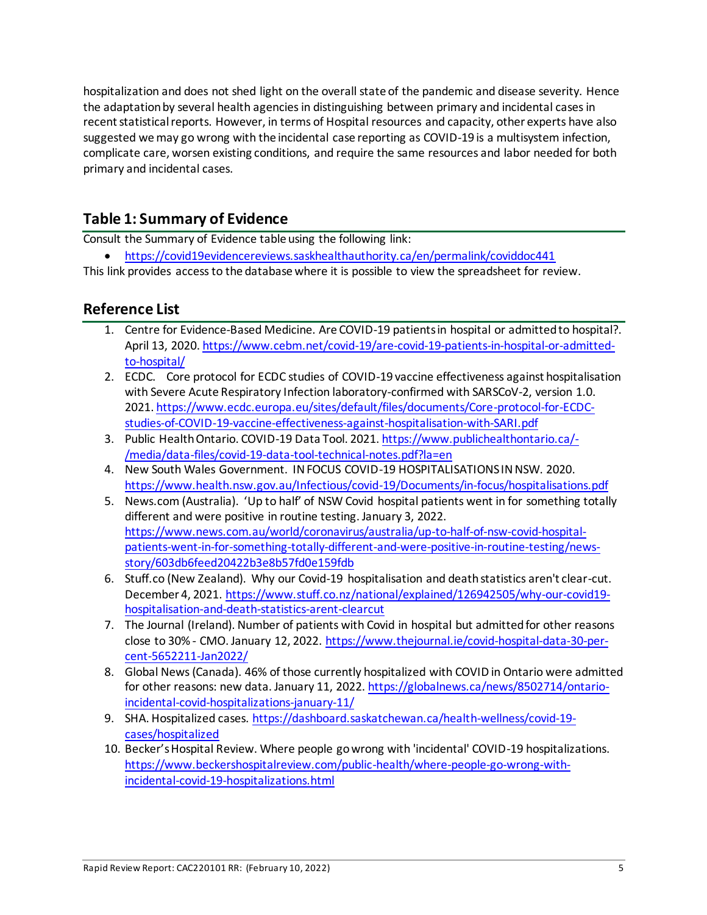hospitalization and does not shed light on the overall state of the pandemic and disease severity. Hence the adaptation by several health agencies in distinguishing between primary and incidental cases in recent statistical reports. However, in terms of Hospital resources and capacity, other experts have also suggested we may go wrong with the incidental case reporting as COVID-19 is a multisystem infection, complicate care, worsen existing conditions, and require the same resources and labor needed for both primary and incidental cases.

## Table 1: Summary of Evidence

Consult the Summary of Evidence table using the following link:

- https://covid19evidencereviews.saskhealthauthority.ca/en/permalink/coviddoc441

This link provides access to the database where it is possible to view the spreadsheet for review.

## Reference List

1. Centre for Evidence-Based Medicine. Are COVID-19 patients in hospital or admitted to hospital?. April 13, 2020. https://www.cebm.net/covid-19/are-covid-19-patients-in-hospital-or-admitted-to-hospital/
2. ECDC. Core protocol for ECDC studies of COVID-19 vaccine effectiveness against hospitalisation with Severe Acute Respiratory Infection laboratory-confirmed with SARSCoV-2, version 1.0. 2021. https://www.ecdc.europa.eu/sites/default/files/documents/Core-protocol-for-ECDC-studies-of-COVID-19-vaccine-effectiveness-against-hospitalisation-with-SARI.pdf
3. Public Health Ontario. COVID-19 Data Tool. 2021. https://www.publichealthontario.ca/-/media/data-files/covid-19-data-tool-technical-notes.pdf?la=en
4. New South Wales Government. IN FOCUS COVID-19 HOSPITALISATIONS IN NSW. 2020. https://www.health.nsw.gov.au/Infectious/covid-19/Documents/in-focus/hospitalisations.pdf
5. News.com (Australia). 'Up to half' of NSW Covid hospital patients went in for something totally different and were positive in routine testing. January 3, 2022. https://www.news.com.au/world/coronavirus/australia/up-to-half-of-nsw-covid-hospital-patients-went-in-for-something-totally-different-and-were-positive-in-routine-testing/news-story/603db6feed20422b3e8b57fd0e159fdb
6. Stuff.co (New Zealand). Why our Covid-19 hospitalisation and death statistics aren't clear-cut. December 4, 2021. https://www.stuff.co.nz/national/explained/126942505/why-our-covid19-hospitalisation-and-death-statistics-arent-clearcut
7. The Journal (Ireland). Number of patients with Covid in hospital but admitted for other reasons close to 30% - CMO. January 12, 2022. https://www.thejournal.ie/covid-hospital-data-30-per-cent-5652211-Jan2022/
8. Global News (Canada). 46% of those currently hospitalized with COVID in Ontario were admitted for other reasons: new data. January 11, 2022. https://globalnews.ca/news/8502714/ontario-incidental-covid-hospitalizations-january-11/
9. SHA. Hospitalized cases. https://dashboard.saskatchewan.ca/health-wellness/covid-19-cases/hospitalized
10. Becker's Hospital Review. Where people go wrong with 'incidental' COVID-19 hospitalizations. https://www.beckershospitalreview.com/public-health/where-people-go-wrong-with-incidental-covid-19-hospitalizations.html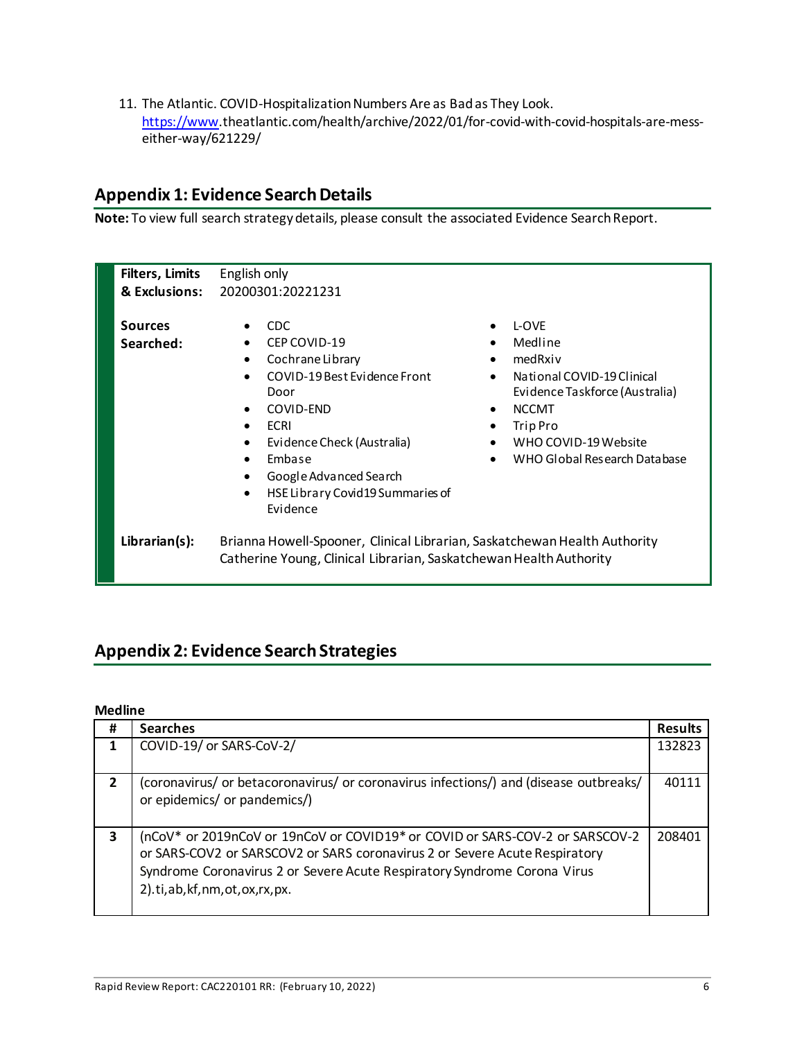11. The Atlantic. COVID-Hospitalization Numbers Are as Bad as They Look. https://www.theatlantic.com/health/archive/2022/01/for-covid-with-covid-hospitals-are-mess-either-way/621229/

## Appendix 1: Evidence Search Details

**Note:** To view full search strategy details, please consult the associated Evidence Search Report.

| | |
|---|---|
| **Filters, Limits & Exclusions:** | English only<br>20200301:20221231 |
| **Sources Searched:** | • CDC<br>• CEP COVID-19<br>• Cochrane Library<br>• COVID-19 Best Evidence Front Door<br>• COVID-END<br>• ECRI<br>• Evidence Check (Australia)<br>• Embase<br>• Google Advanced Search<br>• HSE Library Covid19 Summaries of Evidence<br>• L-OVE<br>• Medline<br>• medRxiv<br>• National COVID-19 Clinical Evidence Taskforce (Australia)<br>• NCCMT<br>• Trip Pro<br>• WHO COVID-19 Website<br>• WHO Global Research Database |
| **Librarian(s):** | Brianna Howell-Spooner, Clinical Librarian, Saskatchewan Health Authority<br>Catherine Young, Clinical Librarian, Saskatchewan Health Authority |

## Appendix 2: Evidence Search Strategies

**Medline**

| # | Searches | Results |
|---|---|---|
| 1 | COVID-19/ or SARS-CoV-2/ | 132823 |
| 2 | (coronavirus/ or betacoronavirus/ or coronavirus infections/) and (disease outbreaks/ or epidemics/ or pandemics/) | 40111 |
| 3 | (nCoV* or 2019nCoV or 19nCoV or COVID19* or COVID or SARS-COV-2 or SARSCOV-2 or SARS-COV2 or SARSCOV2 or SARS coronavirus 2 or Severe Acute Respiratory Syndrome Coronavirus 2 or Severe Acute Respiratory Syndrome Corona Virus 2).ti,ab,kf,nm,ot,ox,rx,px. | 208401 |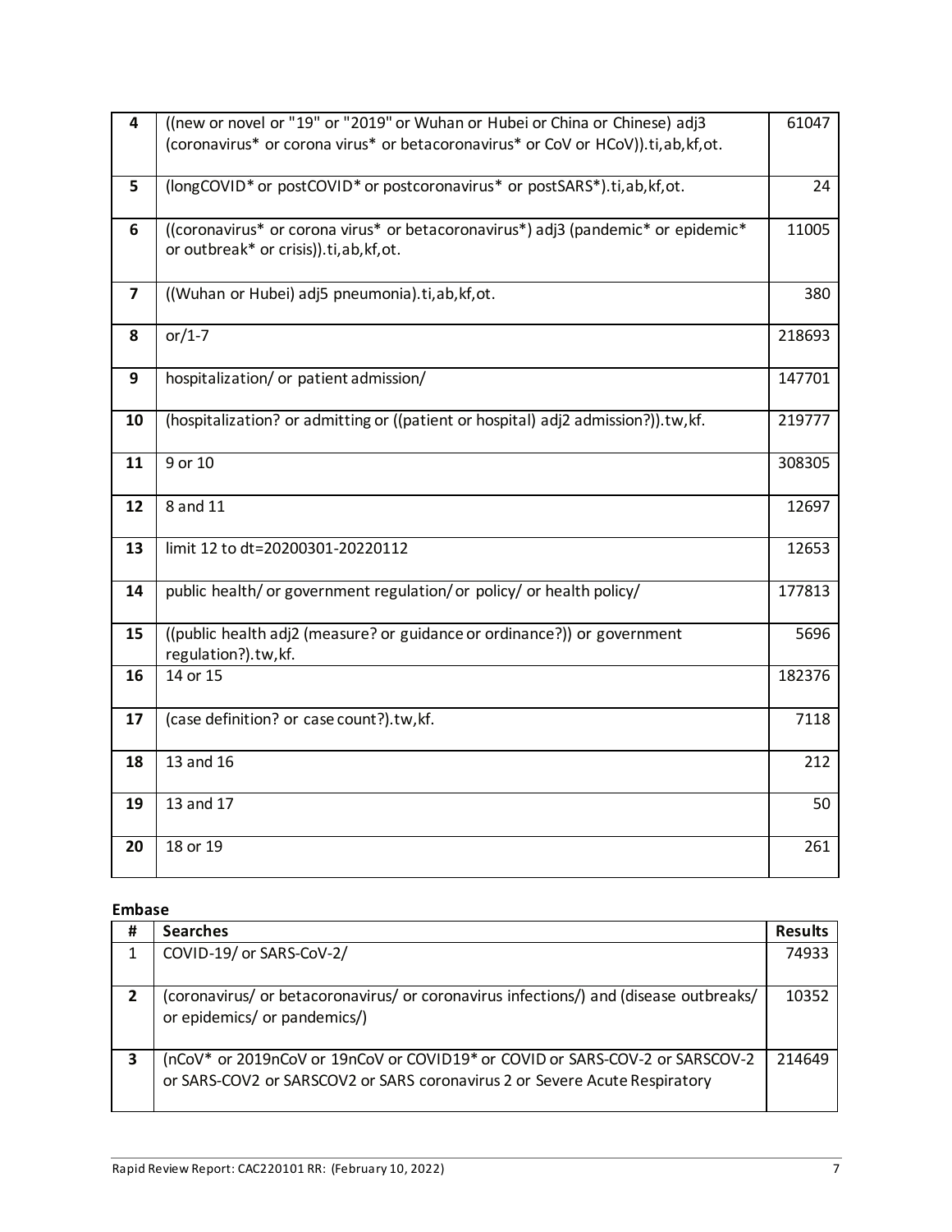| # | Searches | Results |
|---|---|---|
| 4 | ((new or novel or "19" or "2019" or Wuhan or Hubei or China or Chinese) adj3 (coronavirus* or corona virus* or betacoronavirus* or CoV or HCoV)).ti,ab,kf,ot. | 61047 |
| 5 | (longCOVID* or postCOVID* or postcoronavirus* or postSARS*).ti,ab,kf,ot. | 24 |
| 6 | ((coronavirus* or corona virus* or betacoronavirus*) adj3 (pandemic* or epidemic* or outbreak* or crisis)).ti,ab,kf,ot. | 11005 |
| 7 | ((Wuhan or Hubei) adj5 pneumonia).ti,ab,kf,ot. | 380 |
| 8 | or/1-7 | 218693 |
| 9 | hospitalization/ or patient admission/ | 147701 |
| 10 | (hospitalization? or admitting or ((patient or hospital) adj2 admission?)).tw,kf. | 219777 |
| 11 | 9 or 10 | 308305 |
| 12 | 8 and 11 | 12697 |
| 13 | limit 12 to dt=20200301-20220112 | 12653 |
| 14 | public health/ or government regulation/ or policy/ or health policy/ | 177813 |
| 15 | ((public health adj2 (measure? or guidance or ordinance?)) or government regulation?).tw,kf. | 5696 |
| 16 | 14 or 15 | 182376 |
| 17 | (case definition? or case count?).tw,kf. | 7118 |
| 18 | 13 and 16 | 212 |
| 19 | 13 and 17 | 50 |
| 20 | 18 or 19 | 261 |

**Embase**

| # | Searches | Results |
|---|---|---|
| 1 | COVID-19/ or SARS-CoV-2/ | 74933 |
| 2 | (coronavirus/ or betacoronavirus/ or coronavirus infections/) and (disease outbreaks/ or epidemics/ or pandemics/) | 10352 |
| 3 | (nCoV* or 2019nCoV or 19nCoV or COVID19* or COVID or SARS-COV-2 or SARSCOV-2 or SARS-COV2 or SARSCOV2 or SARS coronavirus 2 or Severe Acute Respiratory | 214649 |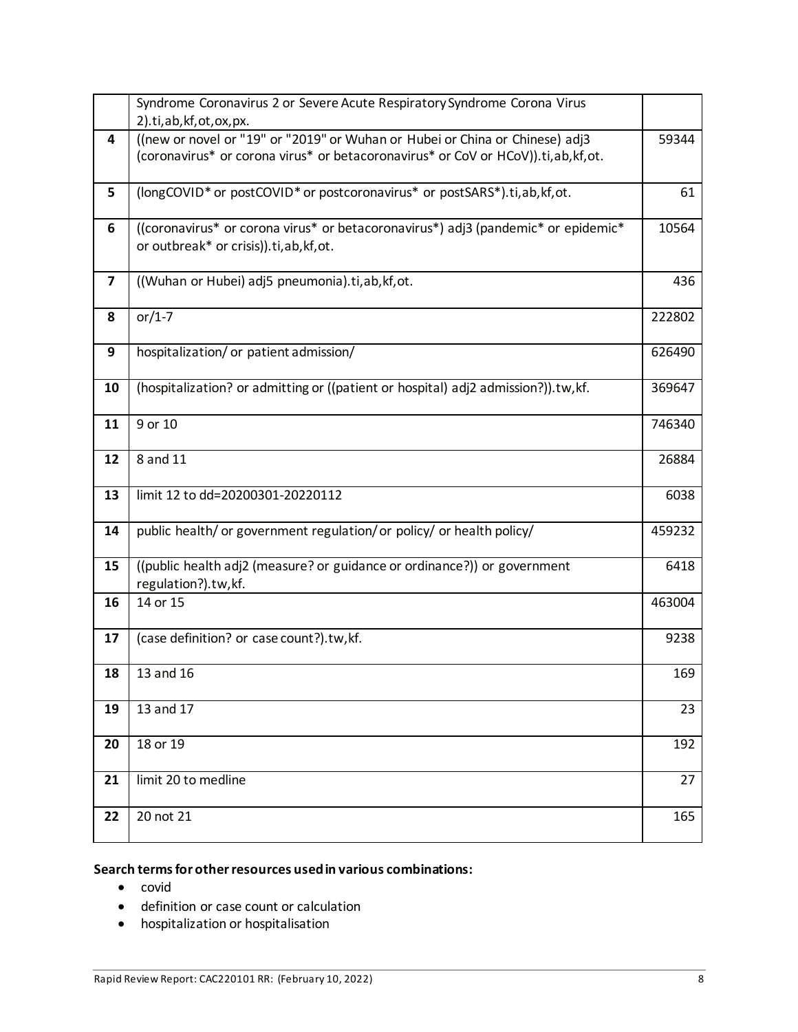| | | |
|---|---|---|
| | Syndrome Coronavirus 2 or Severe Acute Respiratory Syndrome Corona Virus 2).ti,ab,kf,ot,ox,px. | |
| **4** | ((new or novel or "19" or "2019" or Wuhan or Hubei or China or Chinese) adj3 (coronavirus* or corona virus* or betacoronavirus* or CoV or HCoV)).ti,ab,kf,ot. | 59344 |
| **5** | (longCOVID* or postCOVID* or postcoronavirus* or postSARS*).ti,ab,kf,ot. | 61 |
| **6** | ((coronavirus* or corona virus* or betacoronavirus*) adj3 (pandemic* or epidemic* or outbreak* or crisis)).ti,ab,kf,ot. | 10564 |
| **7** | ((Wuhan or Hubei) adj5 pneumonia).ti,ab,kf,ot. | 436 |
| **8** | or/1-7 | 222802 |
| **9** | hospitalization/ or patient admission/ | 626490 |
| **10** | (hospitalization? or admitting or ((patient or hospital) adj2 admission?)).tw,kf. | 369647 |
| **11** | 9 or 10 | 746340 |
| **12** | 8 and 11 | 26884 |
| **13** | limit 12 to dd=20200301-20220112 | 6038 |
| **14** | public health/ or government regulation/ or policy/ or health policy/ | 459232 |
| **15** | ((public health adj2 (measure? or guidance or ordinance?)) or government regulation?).tw,kf. | 6418 |
| **16** | 14 or 15 | 463004 |
| **17** | (case definition? or case count?).tw,kf. | 9238 |
| **18** | 13 and 16 | 169 |
| **19** | 13 and 17 | 23 |
| **20** | 18 or 19 | 192 |
| **21** | limit 20 to medline | 27 |
| **22** | 20 not 21 | 165 |

**Search terms for other resources used in various combinations:**

- covid
- definition or case count or calculation
- hospitalization or hospitalisation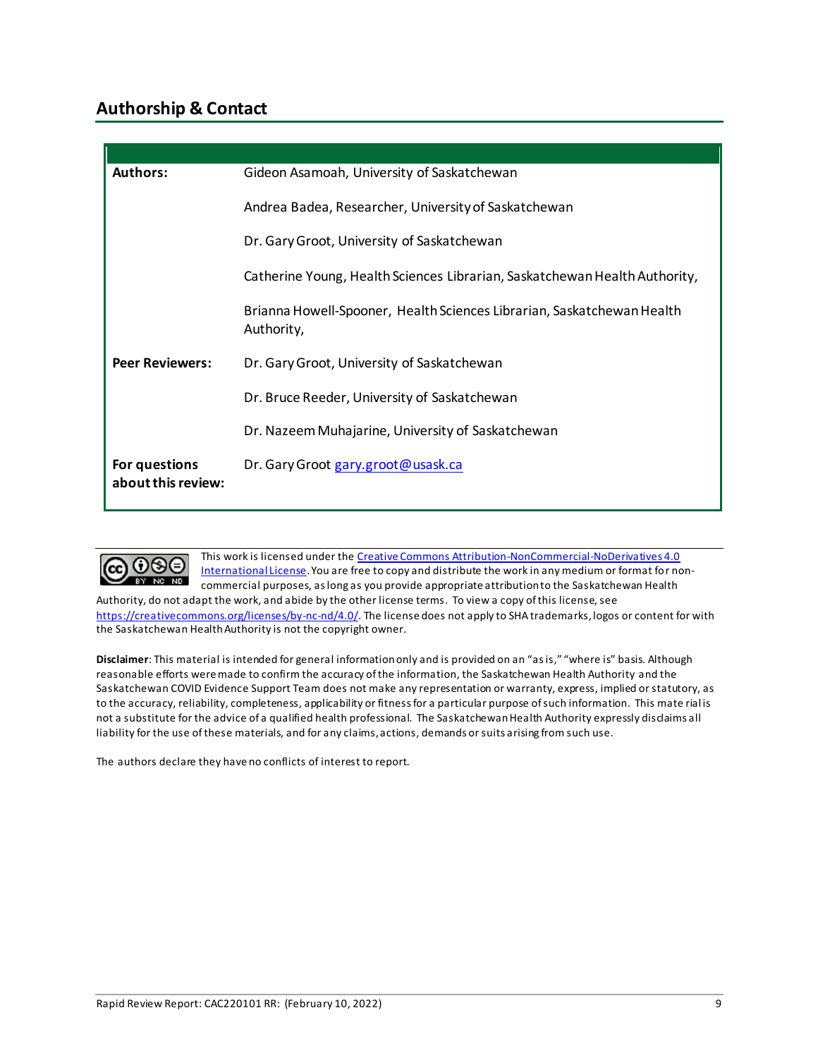## Authorship & Contact

| | |
|---|---|
| **Authors:** | Gideon Asamoah, University of Saskatchewan |
| | Andrea Badea, Researcher, University of Saskatchewan |
| | Dr. Gary Groot, University of Saskatchewan |
| | Catherine Young, Health Sciences Librarian, Saskatchewan Health Authority, |
| | Brianna Howell-Spooner, Health Sciences Librarian, Saskatchewan Health Authority, |
| **Peer Reviewers:** | Dr. Gary Groot, University of Saskatchewan |
| | Dr. Bruce Reeder, University of Saskatchewan |
| | Dr. Nazeem Muhajarine, University of Saskatchewan |
| **For questions about this review:** | Dr. Gary Groot [gary.groot@usask.ca](mailto:gary.groot@usask.ca) |

This work is licensed under the [Creative Commons Attribution-NonCommercial-NoDerivatives 4.0 International License](https://creativecommons.org/licenses/by-nc-nd/4.0/). You are free to copy and distribute the work in any medium or format for non-commercial purposes, as long as you provide appropriate attribution to the Saskatchewan Health Authority, do not adapt the work, and abide by the other license terms. To view a copy of this license, see https://creativecommons.org/licenses/by-nc-nd/4.0/. The license does not apply to SHA trademarks, logos or content for with the Saskatchewan Health Authority is not the copyright owner.

**Disclaimer**: This material is intended for general information only and is provided on an "as is," "where is" basis. Although reasonable efforts were made to confirm the accuracy of the information, the Saskatchewan Health Authority and the Saskatchewan COVID Evidence Support Team does not make any representation or warranty, express, implied or statutory, as to the accuracy, reliability, completeness, applicability or fitness for a particular purpose of such information. This material is not a substitute for the advice of a qualified health professional. The Saskatchewan Health Authority expressly disclaims all liability for the use of these materials, and for any claims, actions, demands or suits arising from such use.

The authors declare they have no conflicts of interest to report.